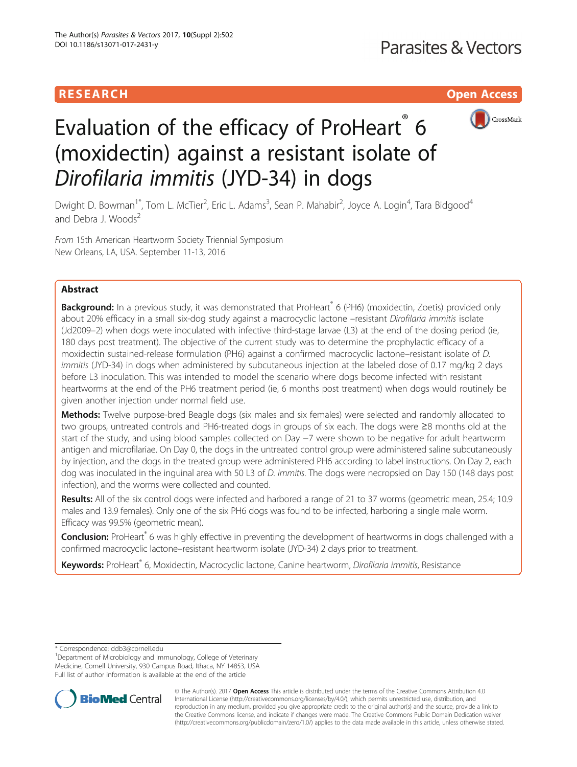RESEARCH Open Access

# Evaluation of the efficacy of ProHeart® 6 (moxidectin) against a resistant isolate of *Dirofilaria immitis* (JYD-34) in dogs

Dwight D. Bowman[1*], Tom L. McTier[2], Eric L. Adams[3], Sean P. Mahabir[2], Joyce A. Login[4], Tara Bidgood[4] and Debra J. Woods[2]

*From* 15th American Heartworm Society Triennial Symposium
New Orleans, LA, USA. September 11-13, 2016

## Abstract

**Background:** In a previous study, it was demonstrated that ProHeart® 6 (PH6) (moxidectin, Zoetis) provided only about 20% efficacy in a small six-dog study against a macrocyclic lactone –resistant *Dirofilaria immitis* isolate (Jd2009–2) when dogs were inoculated with infective third-stage larvae (L3) at the end of the dosing period (ie, 180 days post treatment). The objective of the current study was to determine the prophylactic efficacy of a moxidectin sustained-release formulation (PH6) against a confirmed macrocyclic lactone–resistant isolate of *D. immitis* (JYD-34) in dogs when administered by subcutaneous injection at the labeled dose of 0.17 mg/kg 2 days before L3 inoculation. This was intended to model the scenario where dogs become infected with resistant heartworms at the end of the PH6 treatment period (ie, 6 months post treatment) when dogs would routinely be given another injection under normal field use.

**Methods:** Twelve purpose-bred Beagle dogs (six males and six females) were selected and randomly allocated to two groups, untreated controls and PH6-treated dogs in groups of six each. The dogs were ≥8 months old at the start of the study, and using blood samples collected on Day −7 were shown to be negative for adult heartworm antigen and microfilariae. On Day 0, the dogs in the untreated control group were administered saline subcutaneously by injection, and the dogs in the treated group were administered PH6 according to label instructions. On Day 2, each dog was inoculated in the inguinal area with 50 L3 of *D. immitis*. The dogs were necropsied on Day 150 (148 days post infection), and the worms were collected and counted.

**Results:** All of the six control dogs were infected and harbored a range of 21 to 37 worms (geometric mean, 25.4; 10.9 males and 13.9 females). Only one of the six PH6 dogs was found to be infected, harboring a single male worm. Efficacy was 99.5% (geometric mean).

**Conclusion:** ProHeart® 6 was highly effective in preventing the development of heartworms in dogs challenged with a confirmed macrocyclic lactone–resistant heartworm isolate (JYD-34) 2 days prior to treatment.

**Keywords:** ProHeart® 6, Moxidectin, Macrocyclic lactone, Canine heartworm, *Dirofilaria immitis*, Resistance

\* Correspondence: ddb3@cornell.edu
[1]Department of Microbiology and Immunology, College of Veterinary Medicine, Cornell University, 930 Campus Road, Ithaca, NY 14853, USA
Full list of author information is available at the end of the article

© The Author(s). 2017 **Open Access** This article is distributed under the terms of the Creative Commons Attribution 4.0 International License (http://creativecommons.org/licenses/by/4.0/), which permits unrestricted use, distribution, and reproduction in any medium, provided you give appropriate credit to the original author(s) and the source, provide a link to the Creative Commons license, and indicate if changes were made. The Creative Commons Public Domain Dedication waiver (http://creativecommons.org/publicdomain/zero/1.0/) applies to the data made available in this article, unless otherwise stated.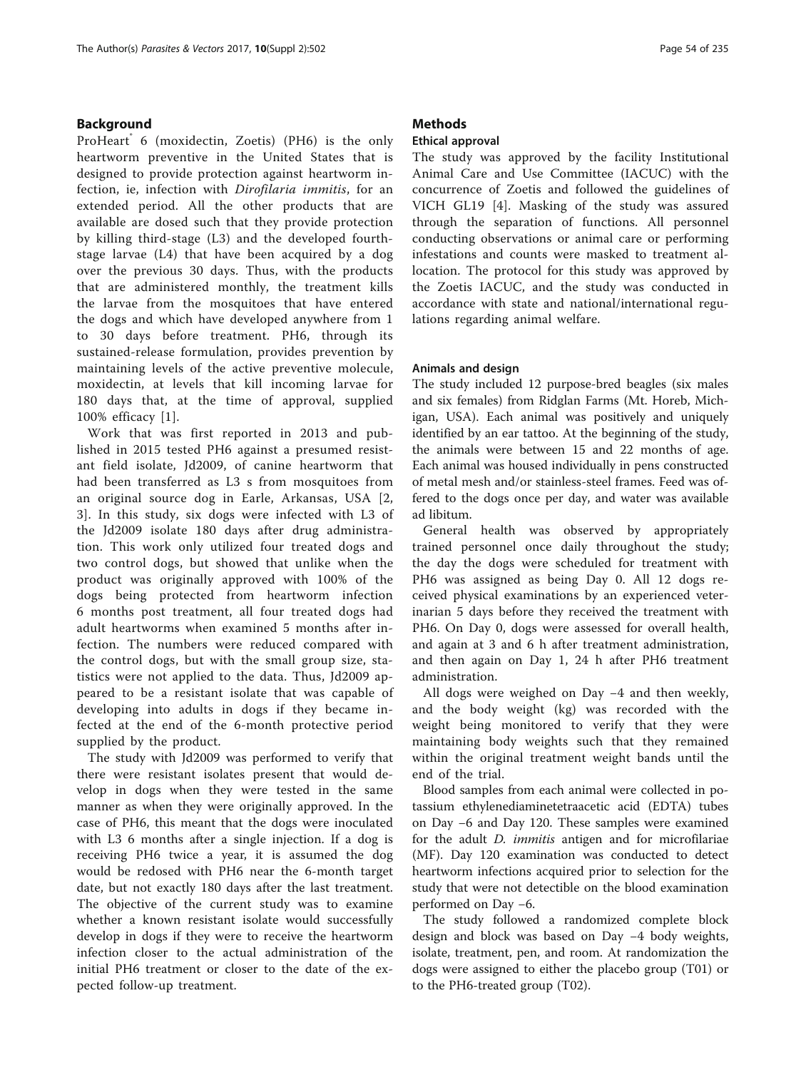## Background

ProHeart® 6 (moxidectin, Zoetis) (PH6) is the only heartworm preventive in the United States that is designed to provide protection against heartworm infection, ie, infection with *Dirofilaria immitis*, for an extended period. All the other products that are available are dosed such that they provide protection by killing third-stage (L3) and the developed fourth-stage larvae (L4) that have been acquired by a dog over the previous 30 days. Thus, with the products that are administered monthly, the treatment kills the larvae from the mosquitoes that have entered the dogs and which have developed anywhere from 1 to 30 days before treatment. PH6, through its sustained-release formulation, provides prevention by maintaining levels of the active preventive molecule, moxidectin, at levels that kill incoming larvae for 180 days that, at the time of approval, supplied 100% efficacy [1].

Work that was first reported in 2013 and published in 2015 tested PH6 against a presumed resistant field isolate, Jd2009, of canine heartworm that had been transferred as L3 s from mosquitoes from an original source dog in Earle, Arkansas, USA [2, 3]. In this study, six dogs were infected with L3 of the Jd2009 isolate 180 days after drug administration. This work only utilized four treated dogs and two control dogs, but showed that unlike when the product was originally approved with 100% of the dogs being protected from heartworm infection 6 months post treatment, all four treated dogs had adult heartworms when examined 5 months after infection. The numbers were reduced compared with the control dogs, but with the small group size, statistics were not applied to the data. Thus, Jd2009 appeared to be a resistant isolate that was capable of developing into adults in dogs if they became infected at the end of the 6-month protective period supplied by the product.

The study with Jd2009 was performed to verify that there were resistant isolates present that would develop in dogs when they were tested in the same manner as when they were originally approved. In the case of PH6, this meant that the dogs were inoculated with L3 6 months after a single injection. If a dog is receiving PH6 twice a year, it is assumed the dog would be redosed with PH6 near the 6-month target date, but not exactly 180 days after the last treatment. The objective of the current study was to examine whether a known resistant isolate would successfully develop in dogs if they were to receive the heartworm infection closer to the actual administration of the initial PH6 treatment or closer to the date of the expected follow-up treatment.

## Methods

### Ethical approval

The study was approved by the facility Institutional Animal Care and Use Committee (IACUC) with the concurrence of Zoetis and followed the guidelines of VICH GL19 [4]. Masking of the study was assured through the separation of functions. All personnel conducting observations or animal care or performing infestations and counts were masked to treatment allocation. The protocol for this study was approved by the Zoetis IACUC, and the study was conducted in accordance with state and national/international regulations regarding animal welfare.

### Animals and design

The study included 12 purpose-bred beagles (six males and six females) from Ridglan Farms (Mt. Horeb, Michigan, USA). Each animal was positively and uniquely identified by an ear tattoo. At the beginning of the study, the animals were between 15 and 22 months of age. Each animal was housed individually in pens constructed of metal mesh and/or stainless-steel frames. Feed was offered to the dogs once per day, and water was available ad libitum.

General health was observed by appropriately trained personnel once daily throughout the study; the day the dogs were scheduled for treatment with PH6 was assigned as being Day 0. All 12 dogs received physical examinations by an experienced veterinarian 5 days before they received the treatment with PH6. On Day 0, dogs were assessed for overall health, and again at 3 and 6 h after treatment administration, and then again on Day 1, 24 h after PH6 treatment administration.

All dogs were weighed on Day −4 and then weekly, and the body weight (kg) was recorded with the weight being monitored to verify that they were maintaining body weights such that they remained within the original treatment weight bands until the end of the trial.

Blood samples from each animal were collected in potassium ethylenediaminetetraacetic acid (EDTA) tubes on Day −6 and Day 120. These samples were examined for the adult *D. immitis* antigen and for microfilariae (MF). Day 120 examination was conducted to detect heartworm infections acquired prior to selection for the study that were not detectible on the blood examination performed on Day −6.

The study followed a randomized complete block design and block was based on Day −4 body weights, isolate, treatment, pen, and room. At randomization the dogs were assigned to either the placebo group (T01) or to the PH6-treated group (T02).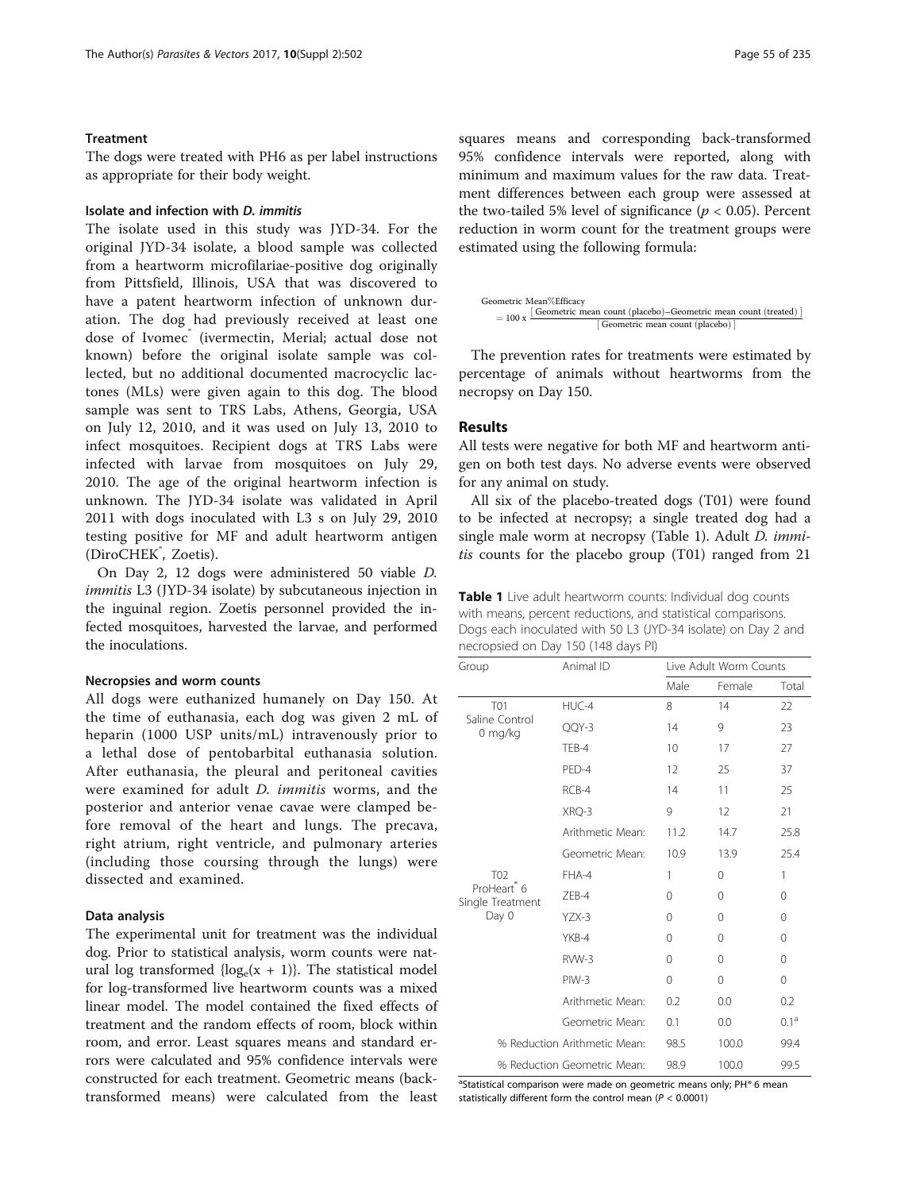### Treatment

The dogs were treated with PH6 as per label instructions as appropriate for their body weight.

### Isolate and infection with *D. immitis*

The isolate used in this study was JYD-34. For the original JYD-34 isolate, a blood sample was collected from a heartworm microfilariae-positive dog originally from Pittsfield, Illinois, USA that was discovered to have a patent heartworm infection of unknown duration. The dog had previously received at least one dose of Ivomec® (ivermectin, Merial; actual dose not known) before the original isolate sample was collected, but no additional documented macrocyclic lactones (MLs) were given again to this dog. The blood sample was sent to TRS Labs, Athens, Georgia, USA on July 12, 2010, and it was used on July 13, 2010 to infect mosquitoes. Recipient dogs at TRS Labs were infected with larvae from mosquitoes on July 29, 2010. The age of the original heartworm infection is unknown. The JYD-34 isolate was validated in April 2011 with dogs inoculated with L3 s on July 29, 2010 testing positive for MF and adult heartworm antigen (DiroCHEK®, Zoetis).

On Day 2, 12 dogs were administered 50 viable *D. immitis* L3 (JYD-34 isolate) by subcutaneous injection in the inguinal region. Zoetis personnel provided the infected mosquitoes, harvested the larvae, and performed the inoculations.

### Necropsies and worm counts

All dogs were euthanized humanely on Day 150. At the time of euthanasia, each dog was given 2 mL of heparin (1000 USP units/mL) intravenously prior to a lethal dose of pentobarbital euthanasia solution. After euthanasia, the pleural and peritoneal cavities were examined for adult *D. immitis* worms, and the posterior and anterior venae cavae were clamped before removal of the heart and lungs. The precava, right atrium, right ventricle, and pulmonary arteries (including those coursing through the lungs) were dissected and examined.

### Data analysis

The experimental unit for treatment was the individual dog. Prior to statistical analysis, worm counts were natural log transformed $\{\log_e(x + 1)\}$. The statistical model for log-transformed live heartworm counts was a mixed linear model. The model contained the fixed effects of treatment and the random effects of room, block within room, and error. Least squares means and standard errors were calculated and 95% confidence intervals were constructed for each treatment. Geometric means (back-transformed means) were calculated from the least squares means and corresponding back-transformed 95% confidence intervals were reported, along with minimum and maximum values for the raw data. Treatment differences between each group were assessed at the two-tailed 5% level of significance ($p < 0.05$). Percent reduction in worm count for the treatment groups were estimated using the following formula:

$$\text{Geometric Mean\%Efficacy} = 100 \times \frac{[\text{Geometric mean count (placebo)} - \text{Geometric mean count (treated)}]}{[\text{Geometric mean count (placebo)}]}$$

The prevention rates for treatments were estimated by percentage of animals without heartworms from the necropsy on Day 150.

## Results

All tests were negative for both MF and heartworm antigen on both test days. No adverse events were observed for any animal on study.

All six of the placebo-treated dogs (T01) were found to be infected at necropsy; a single treated dog had a single male worm at necropsy (Table 1). Adult *D. immitis* counts for the placebo group (T01) ranged from 21

**Table 1** Live adult heartworm counts: Individual dog counts with means, percent reductions, and statistical comparisons. Dogs each inoculated with 50 L3 (JYD-34 isolate) on Day 2 and necropsied on Day 150 (148 days PI)

| Group | Animal ID | Live Adult Worm Counts | | |
|---|---|---|---|---|
| | | Male | Female | Total |
| T01 Saline Control 0 mg/kg | HUC-4 | 8 | 14 | 22 |
| | QQY-3 | 14 | 9 | 23 |
| | TEB-4 | 10 | 17 | 27 |
| | PED-4 | 12 | 25 | 37 |
| | RCB-4 | 14 | 11 | 25 |
| | XRQ-3 | 9 | 12 | 21 |
| | Arithmetic Mean: | 11.2 | 14.7 | 25.8 |
| | Geometric Mean: | 10.9 | 13.9 | 25.4 |
| T02 ProHeart® 6 Single Treatment Day 0 | FHA-4 | 1 | 0 | 1 |
| | ZEB-4 | 0 | 0 | 0 |
| | YZX-3 | 0 | 0 | 0 |
| | YKB-4 | 0 | 0 | 0 |
| | RVW-3 | 0 | 0 | 0 |
| | PIW-3 | 0 | 0 | 0 |
| | Arithmetic Mean: | 0.2 | 0.0 | 0.2 |
| | Geometric Mean: | 0.1 | 0.0 | 0.1[a] |
| % Reduction Arithmetic Mean: | | 98.5 | 100.0 | 99.4 |
| % Reduction Geometric Mean: | | 98.9 | 100.0 | 99.5 |

[a]Statistical comparison were made on geometric means only; PH® 6 mean statistically different form the control mean ($P < 0.0001$)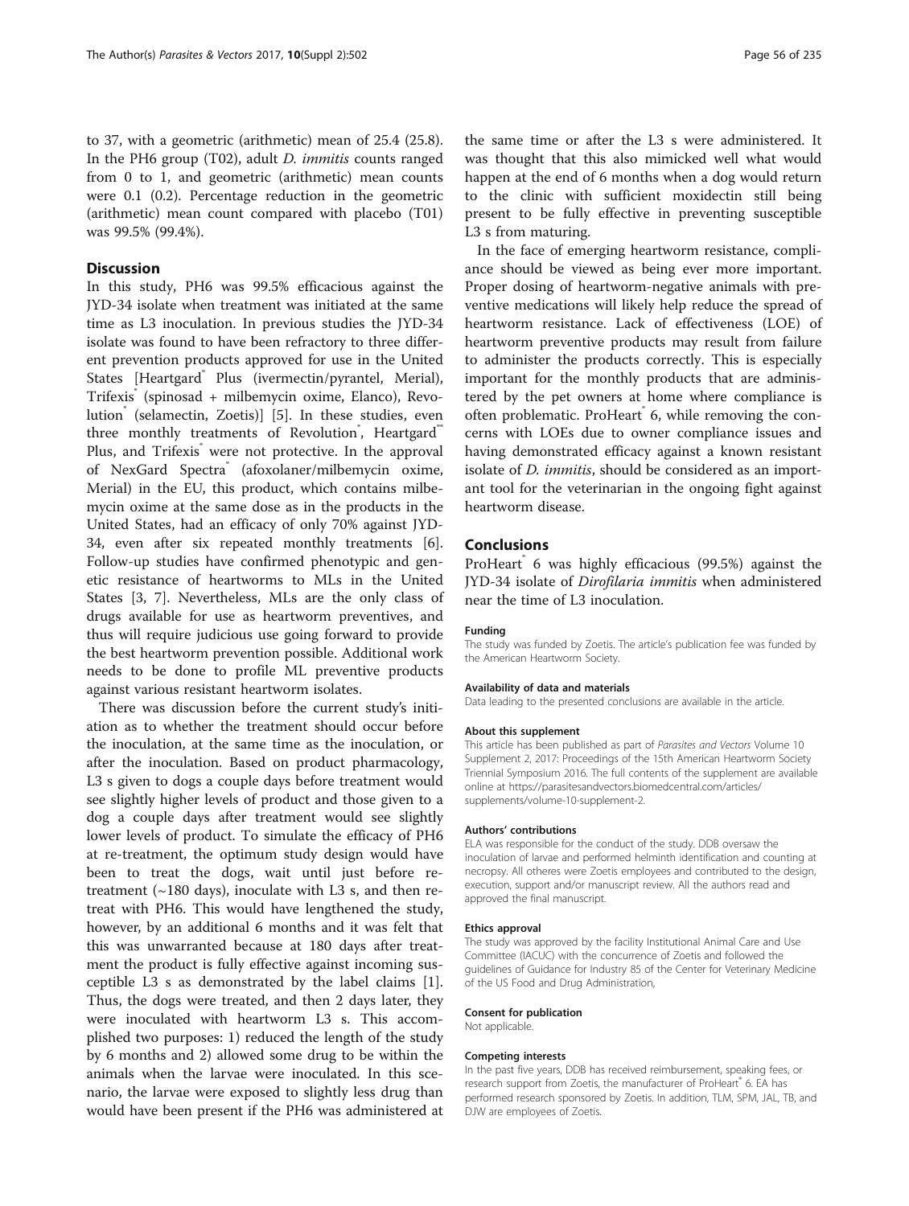to 37, with a geometric (arithmetic) mean of 25.4 (25.8). In the PH6 group (T02), adult *D. immitis* counts ranged from 0 to 1, and geometric (arithmetic) mean counts were 0.1 (0.2). Percentage reduction in the geometric (arithmetic) mean count compared with placebo (T01) was 99.5% (99.4%).

## Discussion

In this study, PH6 was 99.5% efficacious against the JYD-34 isolate when treatment was initiated at the same time as L3 inoculation. In previous studies the JYD-34 isolate was found to have been refractory to three different prevention products approved for use in the United States [Heartgard® Plus (ivermectin/pyrantel, Merial), Trifexis® (spinosad + milbemycin oxime, Elanco), Revolution® (selamectin, Zoetis)] [5]. In these studies, even three monthly treatments of Revolution®, Heartgard® Plus, and Trifexis® were not protective. In the approval of NexGard Spectra® (afoxolaner/milbemycin oxime, Merial) in the EU, this product, which contains milbemycin oxime at the same dose as in the products in the United States, had an efficacy of only 70% against JYD-34, even after six repeated monthly treatments [6]. Follow-up studies have confirmed phenotypic and genetic resistance of heartworms to MLs in the United States [3, 7]. Nevertheless, MLs are the only class of drugs available for use as heartworm preventives, and thus will require judicious use going forward to provide the best heartworm prevention possible. Additional work needs to be done to profile ML preventive products against various resistant heartworm isolates.

There was discussion before the current study's initiation as to whether the treatment should occur before the inoculation, at the same time as the inoculation, or after the inoculation. Based on product pharmacology, L3 s given to dogs a couple days before treatment would see slightly higher levels of product and those given to a dog a couple days after treatment would see slightly lower levels of product. To simulate the efficacy of PH6 at re-treatment, the optimum study design would have been to treat the dogs, wait until just before re-treatment (~180 days), inoculate with L3 s, and then re-treat with PH6. This would have lengthened the study, however, by an additional 6 months and it was felt that this was unwarranted because at 180 days after treatment the product is fully effective against incoming susceptible L3 s as demonstrated by the label claims [1]. Thus, the dogs were treated, and then 2 days later, they were inoculated with heartworm L3 s. This accomplished two purposes: 1) reduced the length of the study by 6 months and 2) allowed some drug to be within the animals when the larvae were inoculated. In this scenario, the larvae were exposed to slightly less drug than would have been present if the PH6 was administered at the same time or after the L3 s were administered. It was thought that this also mimicked well what would happen at the end of 6 months when a dog would return to the clinic with sufficient moxidectin still being present to be fully effective in preventing susceptible L3 s from maturing.

In the face of emerging heartworm resistance, compliance should be viewed as being ever more important. Proper dosing of heartworm-negative animals with preventive medications will likely help reduce the spread of heartworm resistance. Lack of effectiveness (LOE) of heartworm preventive products may result from failure to administer the products correctly. This is especially important for the monthly products that are administered by the pet owners at home where compliance is often problematic. ProHeart® 6, while removing the concerns with LOEs due to owner compliance issues and having demonstrated efficacy against a known resistant isolate of *D. immitis*, should be considered as an important tool for the veterinarian in the ongoing fight against heartworm disease.

## Conclusions

ProHeart® 6 was highly efficacious (99.5%) against the JYD-34 isolate of *Dirofilaria immitis* when administered near the time of L3 inoculation.

#### Funding

The study was funded by Zoetis. The article's publication fee was funded by the American Heartworm Society.

#### Availability of data and materials

Data leading to the presented conclusions are available in the article.

#### About this supplement

This article has been published as part of *Parasites and Vectors* Volume 10 Supplement 2, 2017: Proceedings of the 15th American Heartworm Society Triennial Symposium 2016. The full contents of the supplement are available online at https://parasitesandvectors.biomedcentral.com/articles/supplements/volume-10-supplement-2.

#### Authors' contributions

ELA was responsible for the conduct of the study. DDB oversaw the inoculation of larvae and performed helminth identification and counting at necropsy. All otheres were Zoetis employees and contributed to the design, execution, support and/or manuscript review. All the authors read and approved the final manuscript.

#### Ethics approval

The study was approved by the facility Institutional Animal Care and Use Committee (IACUC) with the concurrence of Zoetis and followed the guidelines of Guidance for Industry 85 of the Center for Veterinary Medicine of the US Food and Drug Administration,

#### Consent for publication

Not applicable.

#### Competing interests

In the past five years, DDB has received reimbursement, speaking fees, or research support from Zoetis, the manufacturer of ProHeart® 6. EA has performed research sponsored by Zoetis. In addition, TLM, SPM, JAL, TB, and DJW are employees of Zoetis.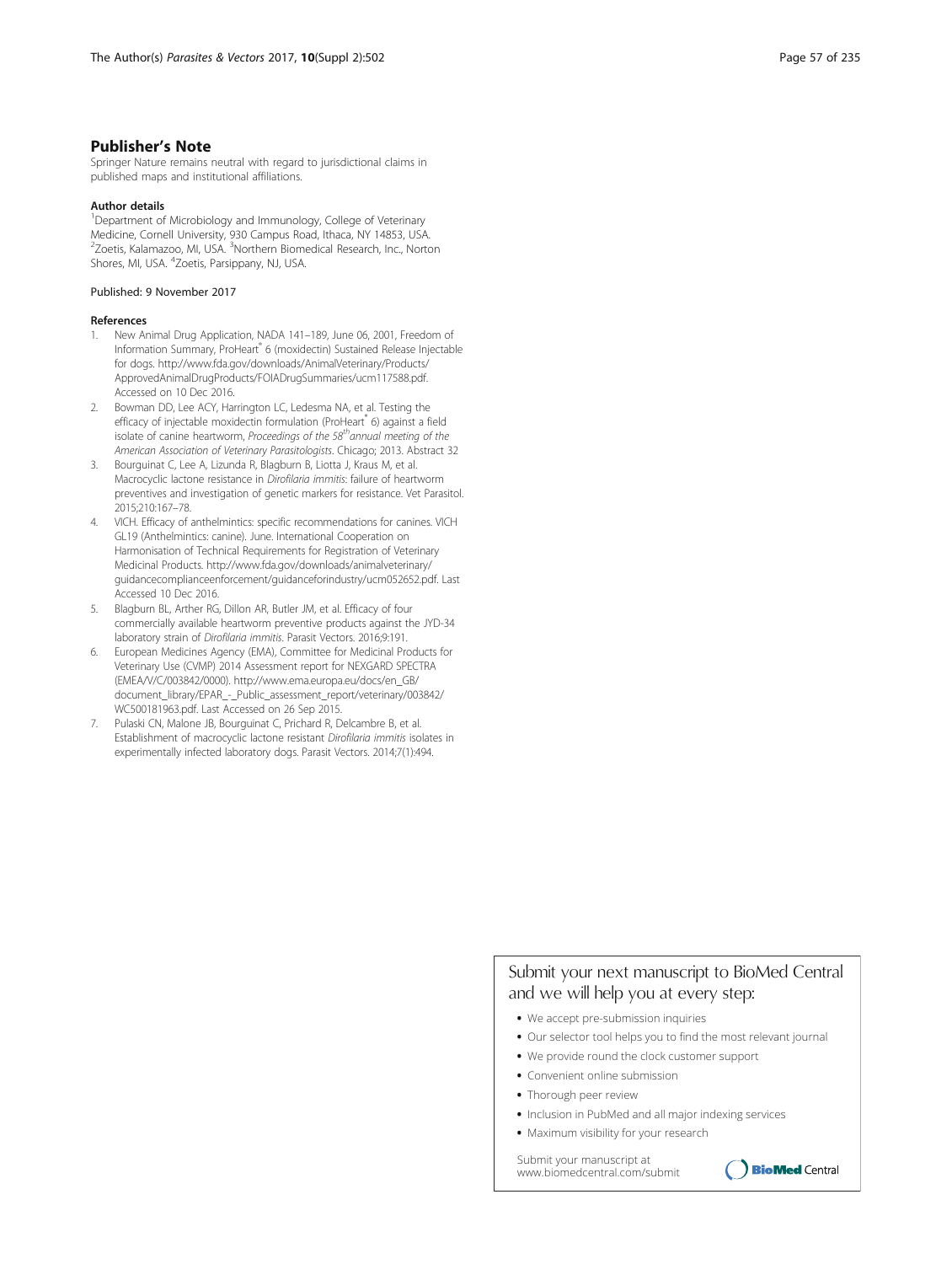## Publisher's Note

Springer Nature remains neutral with regard to jurisdictional claims in published maps and institutional affiliations.

### Author details

[1]Department of Microbiology and Immunology, College of Veterinary Medicine, Cornell University, 930 Campus Road, Ithaca, NY 14853, USA. [2]Zoetis, Kalamazoo, MI, USA. [3]Northern Biomedical Research, Inc., Norton Shores, MI, USA. [4]Zoetis, Parsippany, NJ, USA.

Published: 9 November 2017

### References

1. New Animal Drug Application, NADA 141–189, June 06, 2001, Freedom of Information Summary, ProHeart® 6 (moxidectin) Sustained Release Injectable for dogs. http://www.fda.gov/downloads/AnimalVeterinary/Products/ApprovedAnimalDrugProducts/FOIADrugSummaries/ucm117588.pdf. Accessed on 10 Dec 2016.
2. Bowman DD, Lee ACY, Harrington LC, Ledesma NA, et al. Testing the efficacy of injectable moxidectin formulation (ProHeart® 6) against a field isolate of canine heartworm, *Proceedings of the 58th annual meeting of the American Association of Veterinary Parasitologists*. Chicago; 2013. Abstract 32
3. Bourguinat C, Lee A, Lizunda R, Blagburn B, Liotta J, Kraus M, et al. Macrocyclic lactone resistance in *Dirofilaria immitis*: failure of heartworm preventives and investigation of genetic markers for resistance. Vet Parasitol. 2015;210:167–78.
4. VICH. Efficacy of anthelmintics: specific recommendations for canines. VICH GL19 (Anthelmintics: canine). June. International Cooperation on Harmonisation of Technical Requirements for Registration of Veterinary Medicinal Products. http://www.fda.gov/downloads/animalveterinary/guidancecomplianceenforcement/guidanceforindustry/ucm052652.pdf. Last Accessed 10 Dec 2016.
5. Blagburn BL, Arther RG, Dillon AR, Butler JM, et al. Efficacy of four commercially available heartworm preventive products against the JYD-34 laboratory strain of *Dirofilaria immitis*. Parasit Vectors. 2016;9:191.
6. European Medicines Agency (EMA), Committee for Medicinal Products for Veterinary Use (CVMP) 2014 Assessment report for NEXGARD SPECTRA (EMEA/V/C/003842/0000). http://www.ema.europa.eu/docs/en_GB/document_library/EPAR_-_Public_assessment_report/veterinary/003842/WC500181963.pdf. Last Accessed on 26 Sep 2015.
7. Pulaski CN, Malone JB, Bourguinat C, Prichard R, Delcambre B, et al. Establishment of macrocyclic lactone resistant *Dirofilaria immitis* isolates in experimentally infected laboratory dogs. Parasit Vectors. 2014;7(1):494.

Submit your next manuscript to BioMed Central and we will help you at every step:

- We accept pre-submission inquiries
- Our selector tool helps you to find the most relevant journal
- We provide round the clock customer support
- Convenient online submission
- Thorough peer review
- Inclusion in PubMed and all major indexing services
- Maximum visibility for your research

Submit your manuscript at www.biomedcentral.com/submit

BioMed Central